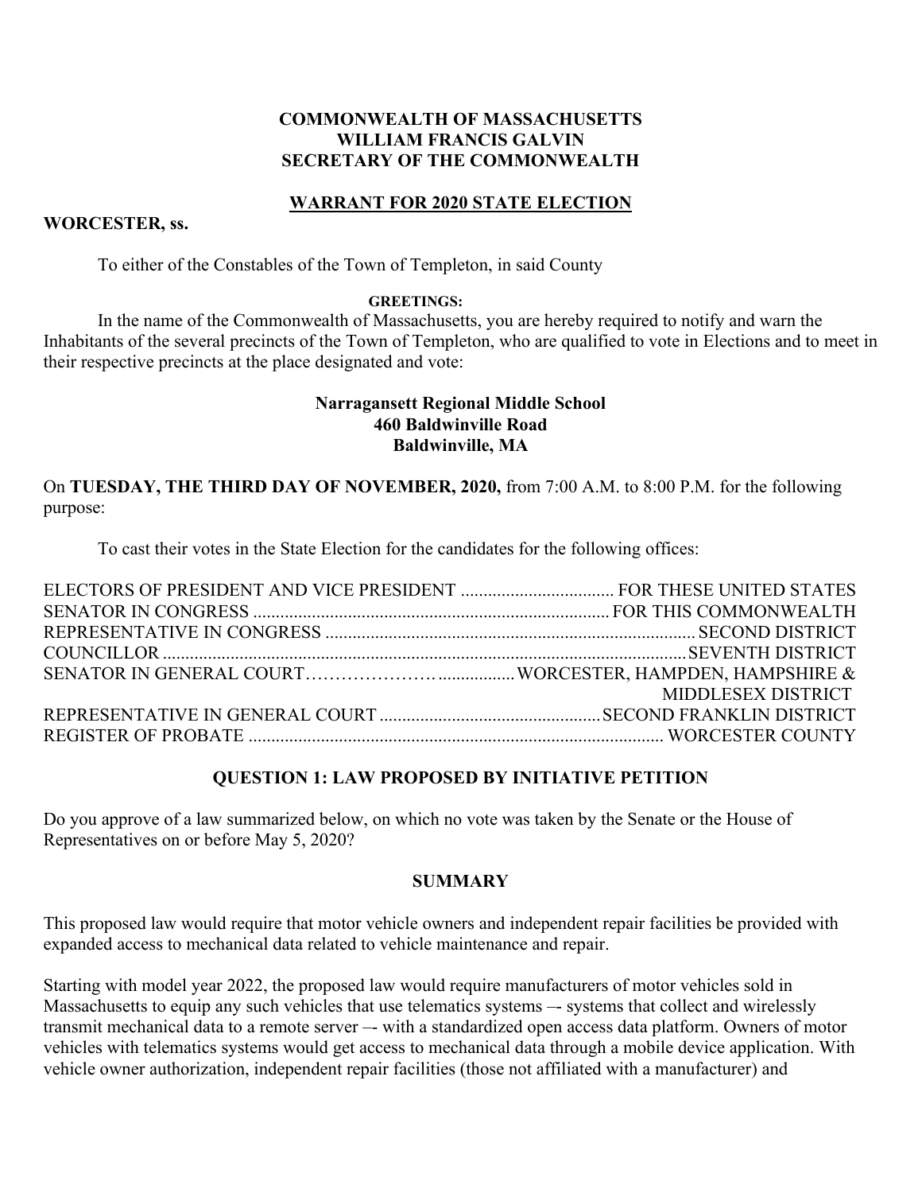**COMMONWEALTH OF MASSACHUSETTS**
**WILLIAM FRANCIS GALVIN**
**SECRETARY OF THE COMMONWEALTH**

## WARRANT FOR 2020 STATE ELECTION

**WORCESTER, ss.**

To either of the Constables of the Town of Templeton, in said County

**GREETINGS:**

In the name of the Commonwealth of Massachusetts, you are hereby required to notify and warn the Inhabitants of the several precincts of the Town of Templeton, who are qualified to vote in Elections and to meet in their respective precincts at the place designated and vote:

**Narragansett Regional Middle School**
**460 Baldwinville Road**
**Baldwinville, MA**

On **TUESDAY, THE THIRD DAY OF NOVEMBER, 2020,** from 7:00 A.M. to 8:00 P.M. for the following purpose:

To cast their votes in the State Election for the candidates for the following offices:

| Office | District |
|---|---|
| ELECTORS OF PRESIDENT AND VICE PRESIDENT | FOR THESE UNITED STATES |
| SENATOR IN CONGRESS | FOR THIS COMMONWEALTH |
| REPRESENTATIVE IN CONGRESS | SECOND DISTRICT |
| COUNCILLOR | SEVENTH DISTRICT |
| SENATOR IN GENERAL COURT | WORCESTER, HAMPDEN, HAMPSHIRE & MIDDLESEX DISTRICT |
| REPRESENTATIVE IN GENERAL COURT | SECOND FRANKLIN DISTRICT |
| REGISTER OF PROBATE | WORCESTER COUNTY |

### QUESTION 1: LAW PROPOSED BY INITIATIVE PETITION

Do you approve of a law summarized below, on which no vote was taken by the Senate or the House of Representatives on or before May 5, 2020?

### SUMMARY

This proposed law would require that motor vehicle owners and independent repair facilities be provided with expanded access to mechanical data related to vehicle maintenance and repair.

Starting with model year 2022, the proposed law would require manufacturers of motor vehicles sold in Massachusetts to equip any such vehicles that use telematics systems –- systems that collect and wirelessly transmit mechanical data to a remote server –- with a standardized open access data platform. Owners of motor vehicles with telematics systems would get access to mechanical data through a mobile device application. With vehicle owner authorization, independent repair facilities (those not affiliated with a manufacturer) and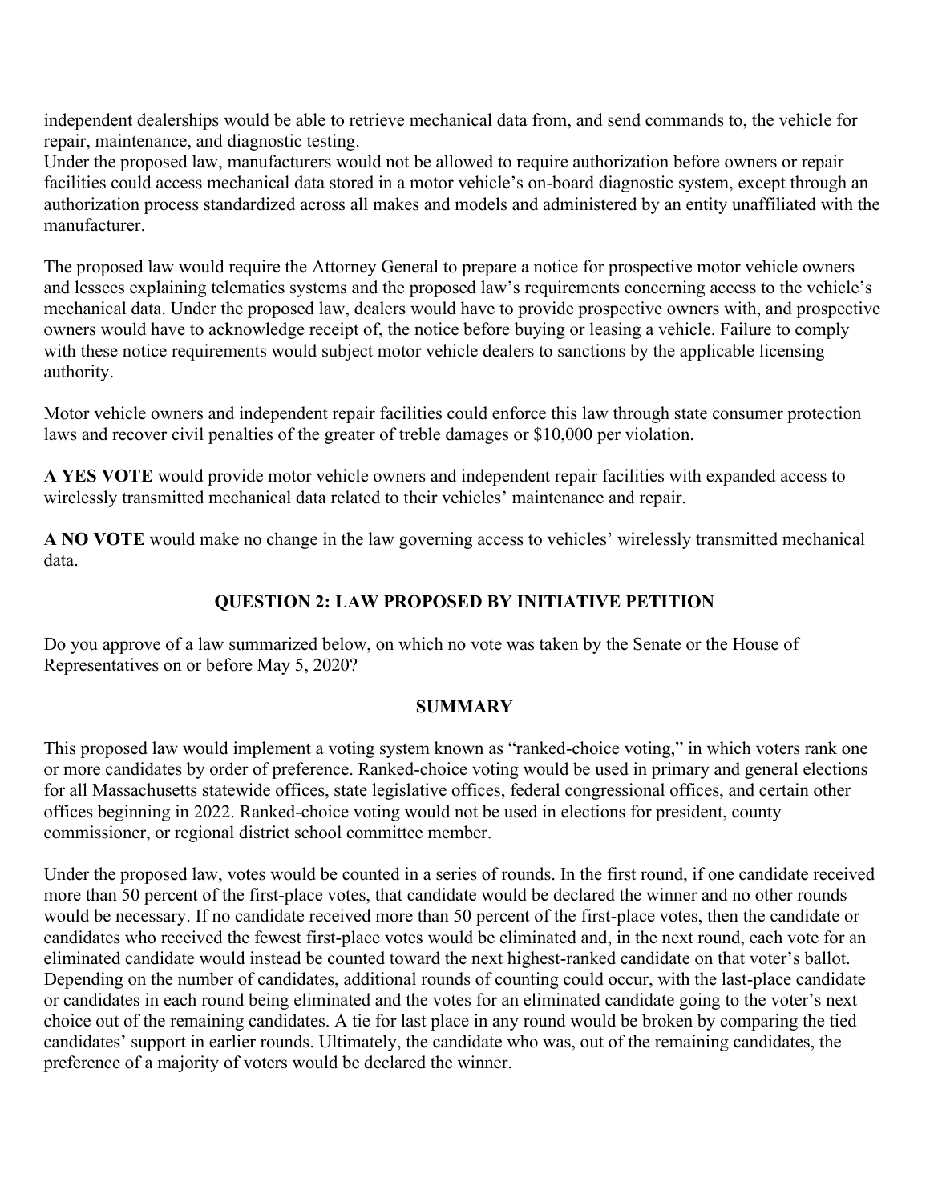independent dealerships would be able to retrieve mechanical data from, and send commands to, the vehicle for repair, maintenance, and diagnostic testing.
Under the proposed law, manufacturers would not be allowed to require authorization before owners or repair facilities could access mechanical data stored in a motor vehicle's on-board diagnostic system, except through an authorization process standardized across all makes and models and administered by an entity unaffiliated with the manufacturer.

The proposed law would require the Attorney General to prepare a notice for prospective motor vehicle owners and lessees explaining telematics systems and the proposed law's requirements concerning access to the vehicle's mechanical data. Under the proposed law, dealers would have to provide prospective owners with, and prospective owners would have to acknowledge receipt of, the notice before buying or leasing a vehicle. Failure to comply with these notice requirements would subject motor vehicle dealers to sanctions by the applicable licensing authority.

Motor vehicle owners and independent repair facilities could enforce this law through state consumer protection laws and recover civil penalties of the greater of treble damages or $10,000 per violation.

**A YES VOTE** would provide motor vehicle owners and independent repair facilities with expanded access to wirelessly transmitted mechanical data related to their vehicles' maintenance and repair.

**A NO VOTE** would make no change in the law governing access to vehicles' wirelessly transmitted mechanical data.

## QUESTION 2: LAW PROPOSED BY INITIATIVE PETITION

Do you approve of a law summarized below, on which no vote was taken by the Senate or the House of Representatives on or before May 5, 2020?

### SUMMARY

This proposed law would implement a voting system known as "ranked-choice voting," in which voters rank one or more candidates by order of preference. Ranked-choice voting would be used in primary and general elections for all Massachusetts statewide offices, state legislative offices, federal congressional offices, and certain other offices beginning in 2022. Ranked-choice voting would not be used in elections for president, county commissioner, or regional district school committee member.

Under the proposed law, votes would be counted in a series of rounds. In the first round, if one candidate received more than 50 percent of the first-place votes, that candidate would be declared the winner and no other rounds would be necessary. If no candidate received more than 50 percent of the first-place votes, then the candidate or candidates who received the fewest first-place votes would be eliminated and, in the next round, each vote for an eliminated candidate would instead be counted toward the next highest-ranked candidate on that voter's ballot. Depending on the number of candidates, additional rounds of counting could occur, with the last-place candidate or candidates in each round being eliminated and the votes for an eliminated candidate going to the voter's next choice out of the remaining candidates. A tie for last place in any round would be broken by comparing the tied candidates' support in earlier rounds. Ultimately, the candidate who was, out of the remaining candidates, the preference of a majority of voters would be declared the winner.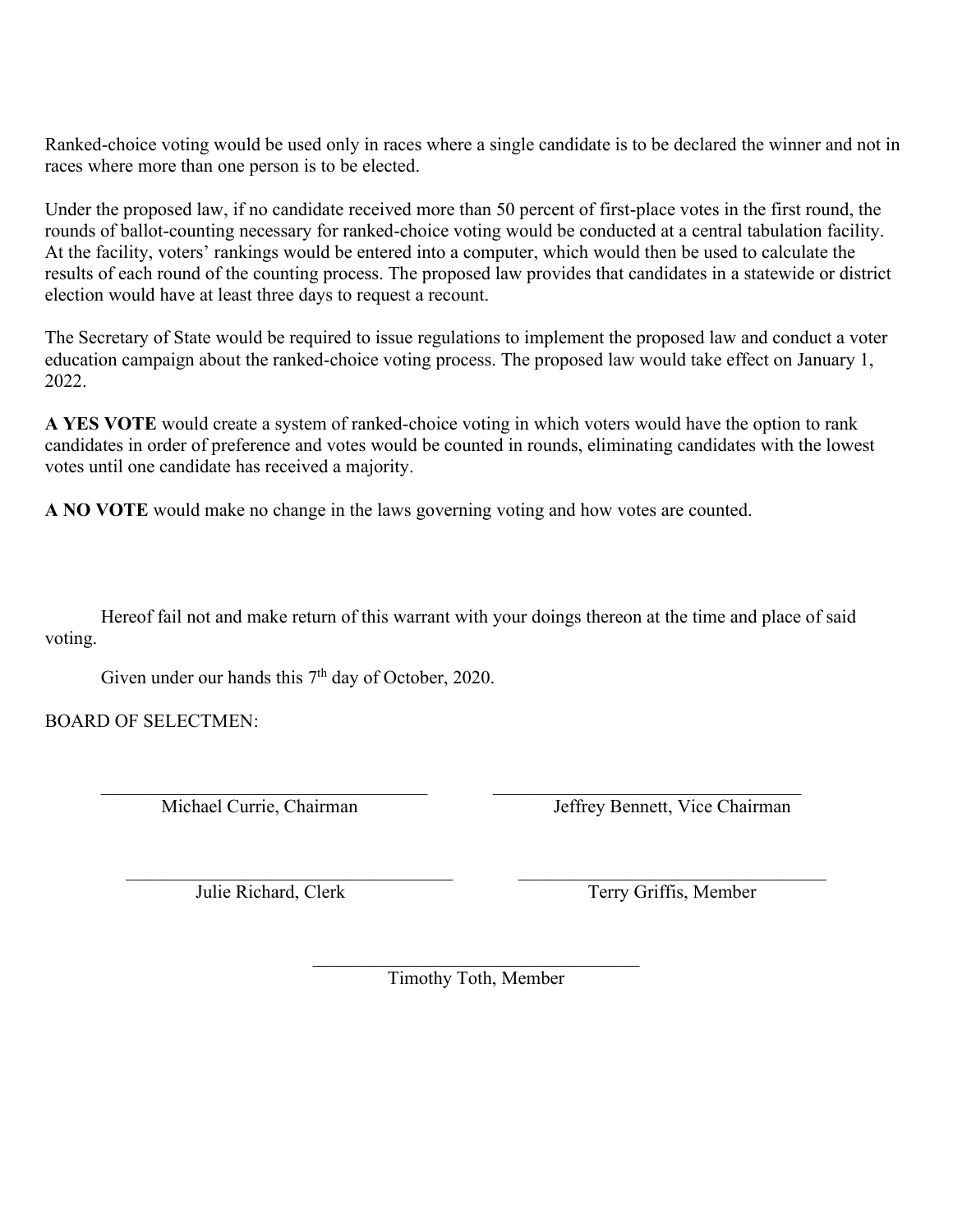Ranked-choice voting would be used only in races where a single candidate is to be declared the winner and not in races where more than one person is to be elected.

Under the proposed law, if no candidate received more than 50 percent of first-place votes in the first round, the rounds of ballot-counting necessary for ranked-choice voting would be conducted at a central tabulation facility. At the facility, voters' rankings would be entered into a computer, which would then be used to calculate the results of each round of the counting process. The proposed law provides that candidates in a statewide or district election would have at least three days to request a recount.

The Secretary of State would be required to issue regulations to implement the proposed law and conduct a voter education campaign about the ranked-choice voting process. The proposed law would take effect on January 1, 2022.

**A YES VOTE** would create a system of ranked-choice voting in which voters would have the option to rank candidates in order of preference and votes would be counted in rounds, eliminating candidates with the lowest votes until one candidate has received a majority.

**A NO VOTE** would make no change in the laws governing voting and how votes are counted.

Hereof fail not and make return of this warrant with your doings thereon at the time and place of said voting.

Given under our hands this 7th day of October, 2020.

BOARD OF SELECTMEN:

\_\_\_\_\_\_\_\_\_\_\_\_\_\_\_\_\_\_\_\_\_\_\_\_\_\_\_\_\_\_\_\_
Michael Currie, Chairman

\_\_\_\_\_\_\_\_\_\_\_\_\_\_\_\_\_\_\_\_\_\_\_\_\_\_\_\_\_\_\_\_
Jeffrey Bennett, Vice Chairman

\_\_\_\_\_\_\_\_\_\_\_\_\_\_\_\_\_\_\_\_\_\_\_\_\_\_\_\_\_\_\_\_
Julie Richard, Clerk

\_\_\_\_\_\_\_\_\_\_\_\_\_\_\_\_\_\_\_\_\_\_\_\_\_\_\_\_\_\_\_\_
Terry Griffis, Member

\_\_\_\_\_\_\_\_\_\_\_\_\_\_\_\_\_\_\_\_\_\_\_\_\_\_\_\_\_\_\_\_
Timothy Toth, Member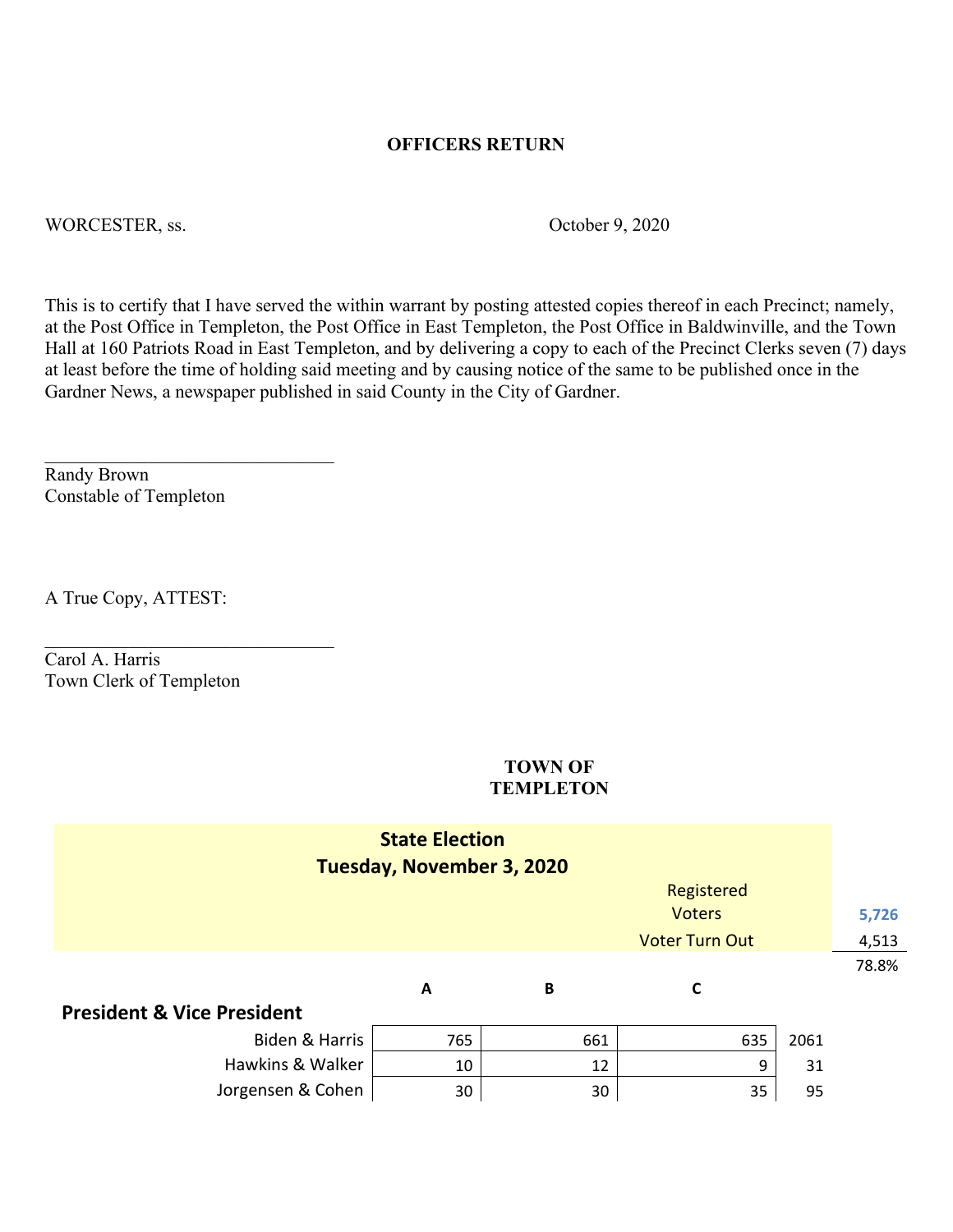**OFFICERS RETURN**

WORCESTER, ss. October 9, 2020

This is to certify that I have served the within warrant by posting attested copies thereof in each Precinct; namely, at the Post Office in Templeton, the Post Office in East Templeton, the Post Office in Baldwinville, and the Town Hall at 160 Patriots Road in East Templeton, and by delivering a copy to each of the Precinct Clerks seven (7) days at least before the time of holding said meeting and by causing notice of the same to be published once in the Gardner News, a newspaper published in said County in the City of Gardner.

\_\_\_\_\_\_\_\_\_\_\_\_\_\_\_\_\_\_\_\_\_\_\_\_\_\_\_\_\_\_\_\_
Randy Brown
Constable of Templeton

A True Copy, ATTEST:

\_\_\_\_\_\_\_\_\_\_\_\_\_\_\_\_\_\_\_\_\_\_\_\_\_\_\_\_\_\_\_\_
Carol A. Harris
Town Clerk of Templeton

**TOWN OF TEMPLETON**

**State Election**
**Tuesday, November 3, 2020**

| | |
|---|---|
| Registered Voters | 5,726 |
| Voter Turn Out | 4,513 |
| | 78.8% |

| President & Vice President | A | B | C | |
|---|---|---|---|---|
| Biden & Harris | 765 | 661 | 635 | 2061 |
| Hawkins & Walker | 10 | 12 | 9 | 31 |
| Jorgensen & Cohen | 30 | 30 | 35 | 95 |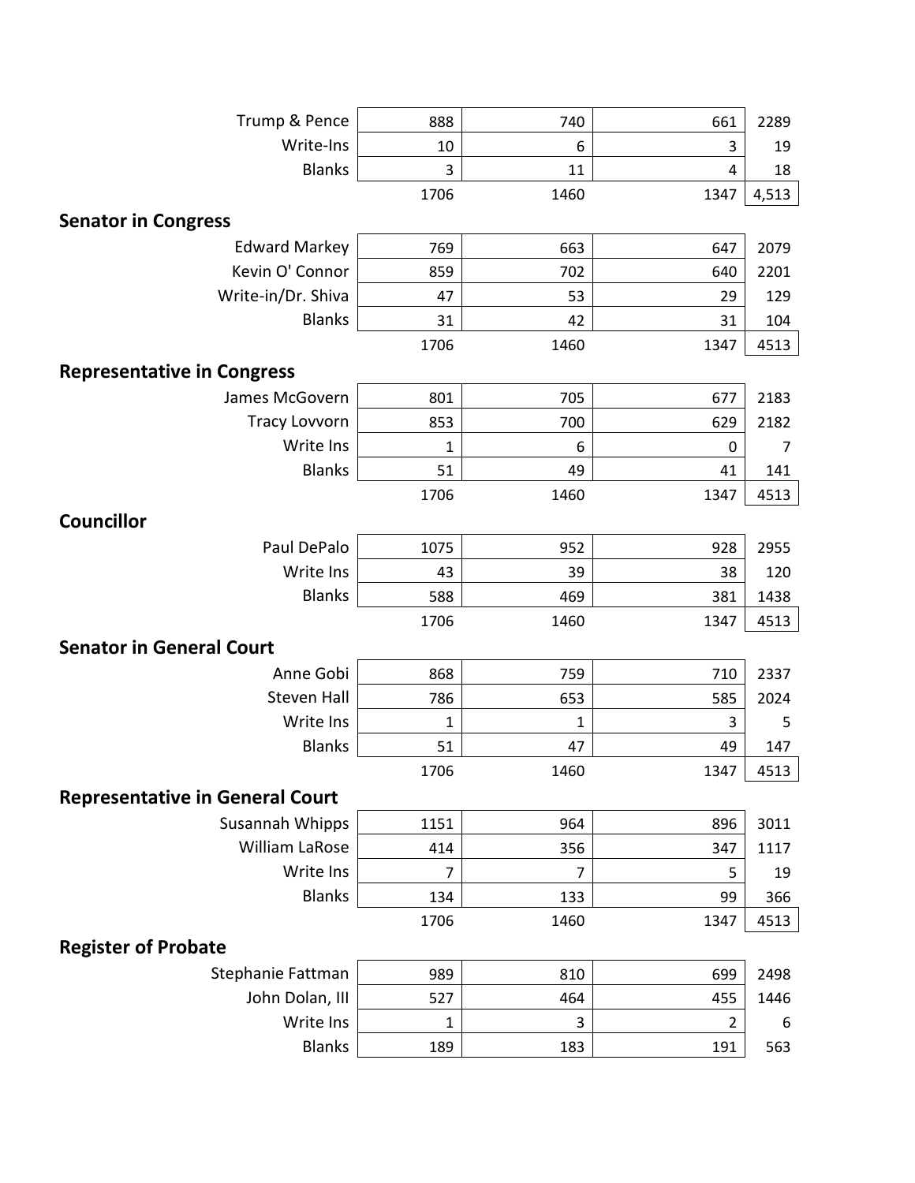| | | | | |
|---|---|---|---|---|
| Trump & Pence | 888 | 740 | 661 | 2289 |
| Write-Ins | 10 | 6 | 3 | 19 |
| Blanks | 3 | 11 | 4 | 18 |
| | 1706 | 1460 | 1347 | 4,513 |

## Senator in Congress

| | | | | |
|---|---|---|---|---|
| Edward Markey | 769 | 663 | 647 | 2079 |
| Kevin O' Connor | 859 | 702 | 640 | 2201 |
| Write-in/Dr. Shiva | 47 | 53 | 29 | 129 |
| Blanks | 31 | 42 | 31 | 104 |
| | 1706 | 1460 | 1347 | 4513 |

## Representative in Congress

| | | | | |
|---|---|---|---|---|
| James McGovern | 801 | 705 | 677 | 2183 |
| Tracy Lovvorn | 853 | 700 | 629 | 2182 |
| Write Ins | 1 | 6 | 0 | 7 |
| Blanks | 51 | 49 | 41 | 141 |
| | 1706 | 1460 | 1347 | 4513 |

## Councillor

| | | | | |
|---|---|---|---|---|
| Paul DePalo | 1075 | 952 | 928 | 2955 |
| Write Ins | 43 | 39 | 38 | 120 |
| Blanks | 588 | 469 | 381 | 1438 |
| | 1706 | 1460 | 1347 | 4513 |

## Senator in General Court

| | | | | |
|---|---|---|---|---|
| Anne Gobi | 868 | 759 | 710 | 2337 |
| Steven Hall | 786 | 653 | 585 | 2024 |
| Write Ins | 1 | 1 | 3 | 5 |
| Blanks | 51 | 47 | 49 | 147 |
| | 1706 | 1460 | 1347 | 4513 |

## Representative in General Court

| | | | | |
|---|---|---|---|---|
| Susannah Whipps | 1151 | 964 | 896 | 3011 |
| William LaRose | 414 | 356 | 347 | 1117 |
| Write Ins | 7 | 7 | 5 | 19 |
| Blanks | 134 | 133 | 99 | 366 |
| | 1706 | 1460 | 1347 | 4513 |

## Register of Probate

| | | | | |
|---|---|---|---|---|
| Stephanie Fattman | 989 | 810 | 699 | 2498 |
| John Dolan, III | 527 | 464 | 455 | 1446 |
| Write Ins | 1 | 3 | 2 | 6 |
| Blanks | 189 | 183 | 191 | 563 |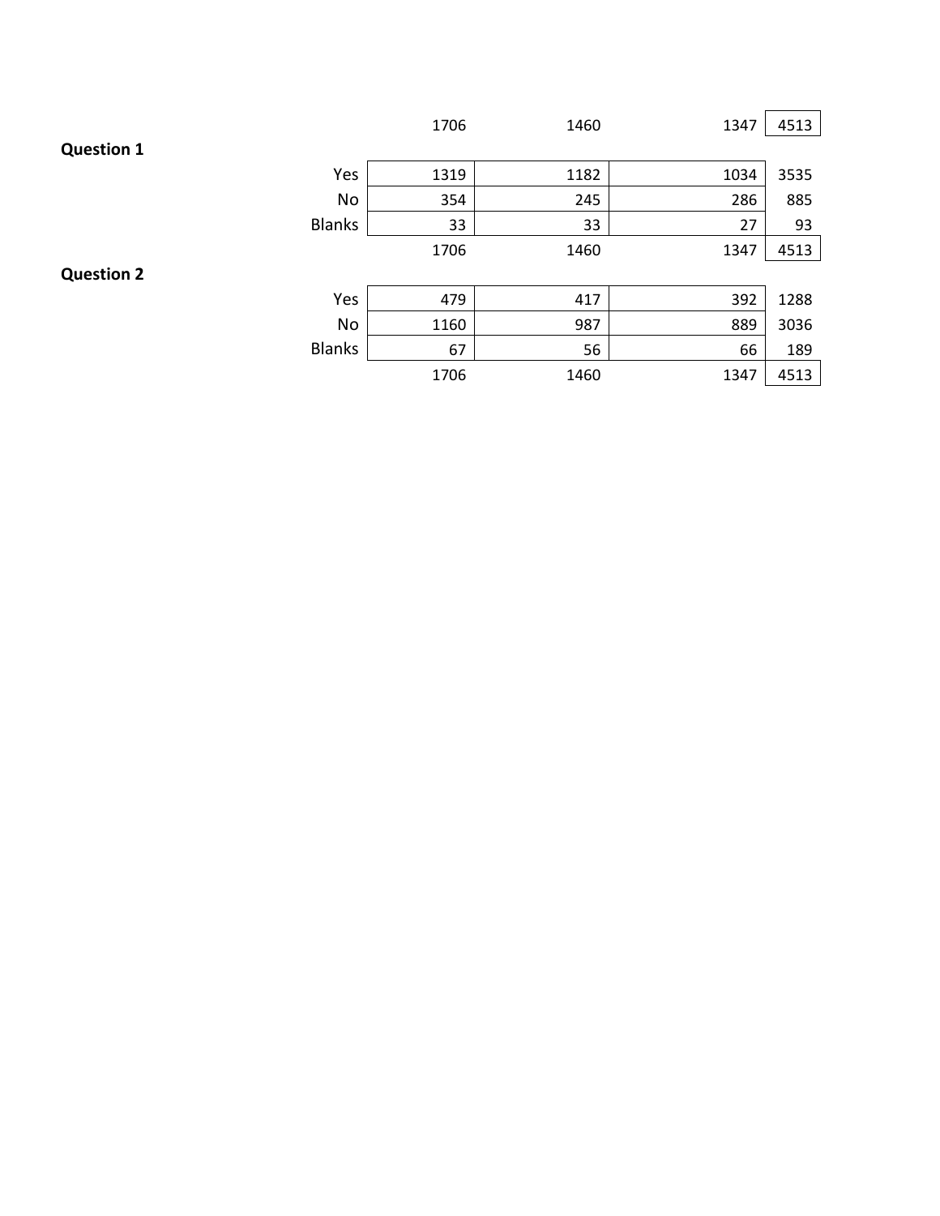| | | | | |
|---|---|---|---|---|
| | 1706 | 1460 | 1347 | 4513 |

**Question 1**

| | | | | |
|---|---|---|---|---|
| Yes | 1319 | 1182 | 1034 | 3535 |
| No | 354 | 245 | 286 | 885 |
| Blanks | 33 | 33 | 27 | 93 |
| | 1706 | 1460 | 1347 | 4513 |

**Question 2**

| | | | | |
|---|---|---|---|---|
| Yes | 479 | 417 | 392 | 1288 |
| No | 1160 | 987 | 889 | 3036 |
| Blanks | 67 | 56 | 66 | 189 |
| | 1706 | 1460 | 1347 | 4513 |